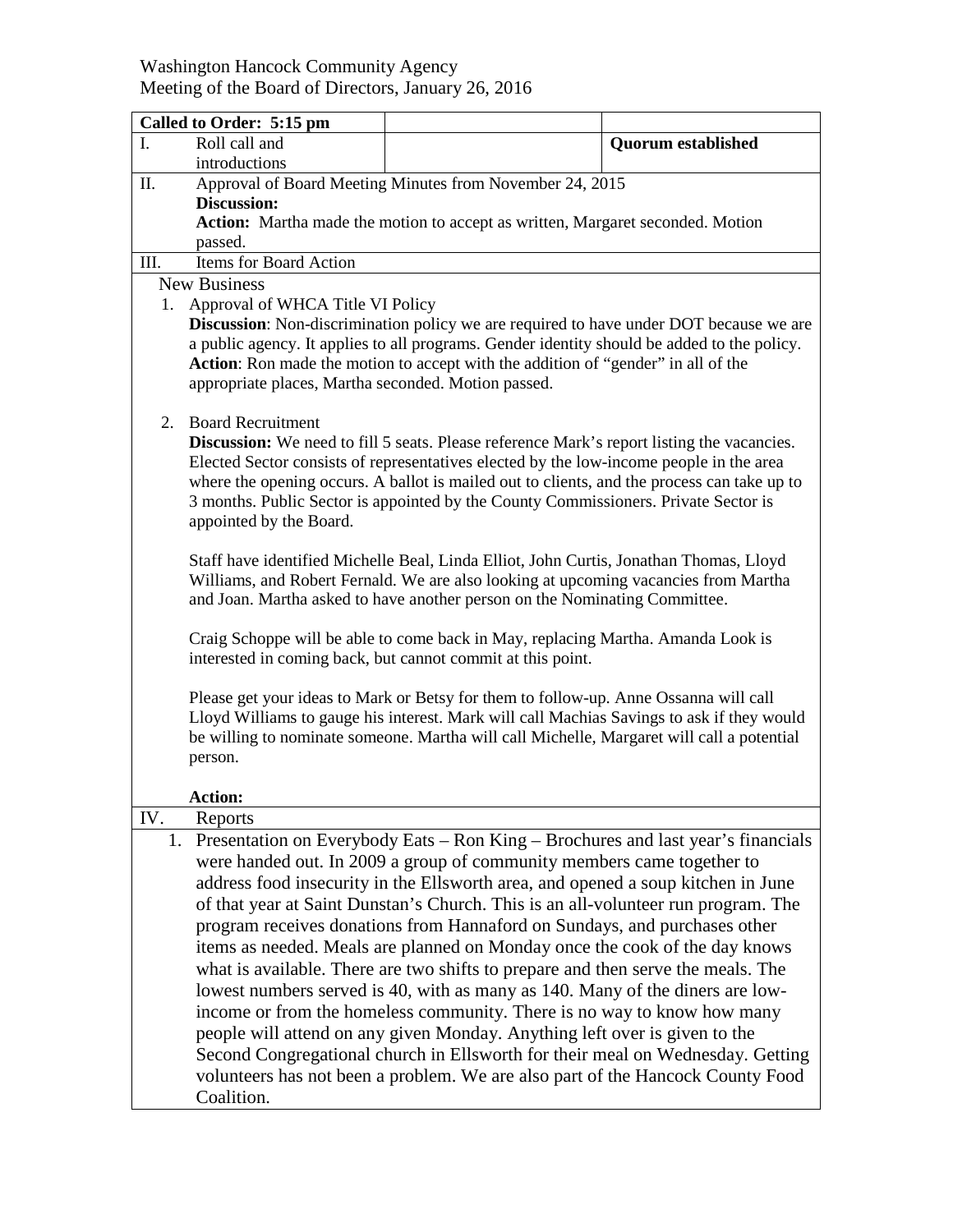Washington Hancock Community Agency
Meeting of the Board of Directors, January 26, 2016

| **Called to Order: 5:15 pm** | | |
|---|---|---|
| I. Roll call and introductions | | **Quorum established** |

II. Approval of Board Meeting Minutes from November 24, 2015

**Discussion:**

**Action:** Martha made the motion to accept as written, Margaret seconded. Motion passed.

III. Items for Board Action

New Business

1. Approval of WHCA Title VI Policy

   **Discussion**: Non-discrimination policy we are required to have under DOT because we are a public agency. It applies to all programs. Gender identity should be added to the policy.

   **Action**: Ron made the motion to accept with the addition of "gender" in all of the appropriate places, Martha seconded. Motion passed.

2. Board Recruitment

   **Discussion:** We need to fill 5 seats. Please reference Mark's report listing the vacancies. Elected Sector consists of representatives elected by the low-income people in the area where the opening occurs. A ballot is mailed out to clients, and the process can take up to 3 months. Public Sector is appointed by the County Commissioners. Private Sector is appointed by the Board.

   Staff have identified Michelle Beal, Linda Elliot, John Curtis, Jonathan Thomas, Lloyd Williams, and Robert Fernald. We are also looking at upcoming vacancies from Martha and Joan. Martha asked to have another person on the Nominating Committee.

   Craig Schoppe will be able to come back in May, replacing Martha. Amanda Look is interested in coming back, but cannot commit at this point.

   Please get your ideas to Mark or Betsy for them to follow-up. Anne Ossanna will call Lloyd Williams to gauge his interest. Mark will call Machias Savings to ask if they would be willing to nominate someone. Martha will call Michelle, Margaret will call a potential person.

   **Action:**

IV. Reports

1. Presentation on Everybody Eats – Ron King – Brochures and last year's financials were handed out. In 2009 a group of community members came together to address food insecurity in the Ellsworth area, and opened a soup kitchen in June of that year at Saint Dunstan's Church. This is an all-volunteer run program. The program receives donations from Hannaford on Sundays, and purchases other items as needed. Meals are planned on Monday once the cook of the day knows what is available. There are two shifts to prepare and then serve the meals. The lowest numbers served is 40, with as many as 140. Many of the diners are low-income or from the homeless community. There is no way to know how many people will attend on any given Monday. Anything left over is given to the Second Congregational church in Ellsworth for their meal on Wednesday. Getting volunteers has not been a problem. We are also part of the Hancock County Food Coalition.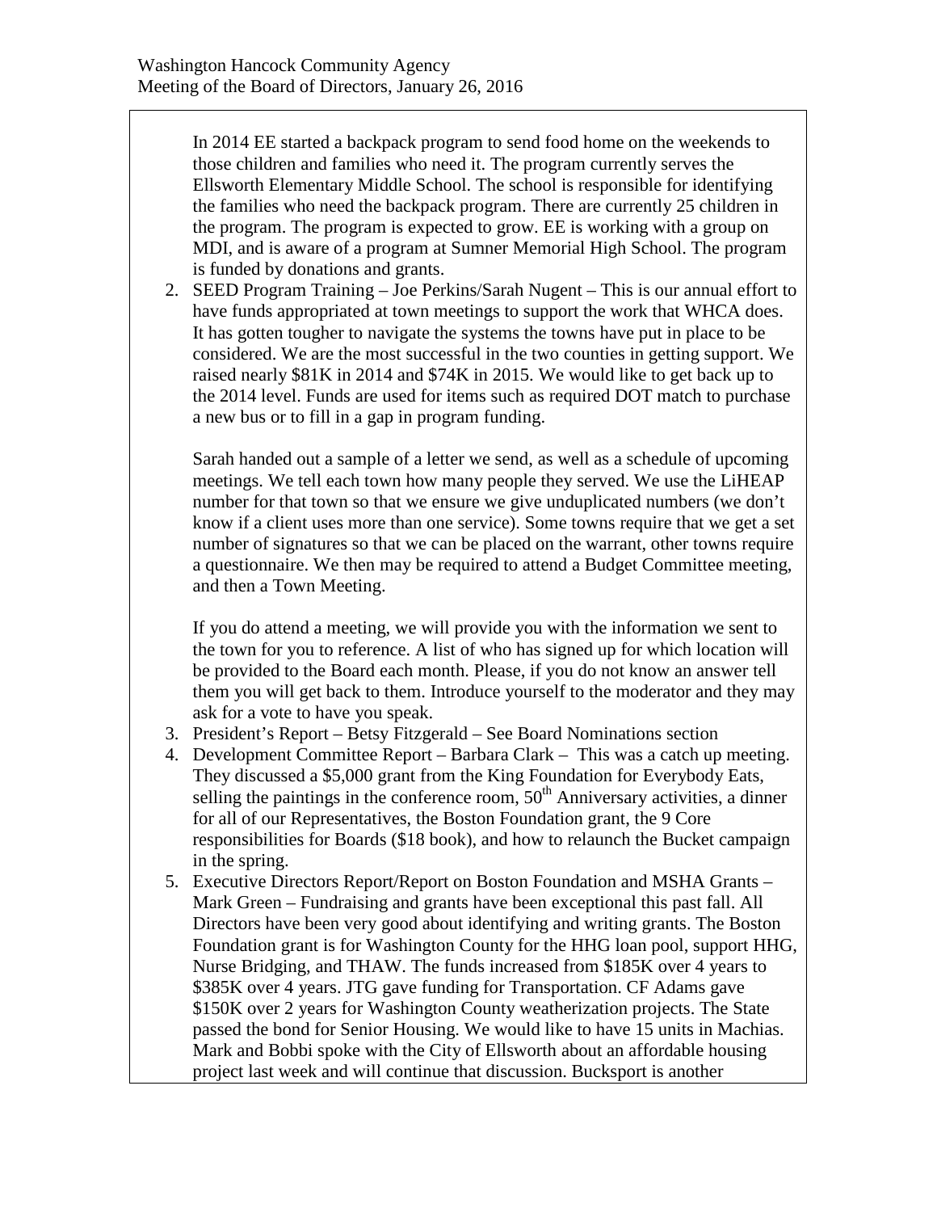In 2014 EE started a backpack program to send food home on the weekends to those children and families who need it. The program currently serves the Ellsworth Elementary Middle School. The school is responsible for identifying the families who need the backpack program. There are currently 25 children in the program. The program is expected to grow. EE is working with a group on MDI, and is aware of a program at Sumner Memorial High School. The program is funded by donations and grants.

2. SEED Program Training – Joe Perkins/Sarah Nugent – This is our annual effort to have funds appropriated at town meetings to support the work that WHCA does. It has gotten tougher to navigate the systems the towns have put in place to be considered. We are the most successful in the two counties in getting support. We raised nearly $81K in 2014 and $74K in 2015. We would like to get back up to the 2014 level. Funds are used for items such as required DOT match to purchase a new bus or to fill in a gap in program funding.

   Sarah handed out a sample of a letter we send, as well as a schedule of upcoming meetings. We tell each town how many people they served. We use the LiHEAP number for that town so that we ensure we give unduplicated numbers (we don't know if a client uses more than one service). Some towns require that we get a set number of signatures so that we can be placed on the warrant, other towns require a questionnaire. We then may be required to attend a Budget Committee meeting, and then a Town Meeting.

   If you do attend a meeting, we will provide you with the information we sent to the town for you to reference. A list of who has signed up for which location will be provided to the Board each month. Please, if you do not know an answer tell them you will get back to them. Introduce yourself to the moderator and they may ask for a vote to have you speak.

3. President's Report – Betsy Fitzgerald – See Board Nominations section
4. Development Committee Report – Barbara Clark – This was a catch up meeting. They discussed a $5,000 grant from the King Foundation for Everybody Eats, selling the paintings in the conference room, 50th Anniversary activities, a dinner for all of our Representatives, the Boston Foundation grant, the 9 Core responsibilities for Boards ($18 book), and how to relaunch the Bucket campaign in the spring.
5. Executive Directors Report/Report on Boston Foundation and MSHA Grants – Mark Green – Fundraising and grants have been exceptional this past fall. All Directors have been very good about identifying and writing grants. The Boston Foundation grant is for Washington County for the HHG loan pool, support HHG, Nurse Bridging, and THAW. The funds increased from $185K over 4 years to $385K over 4 years. JTG gave funding for Transportation. CF Adams gave $150K over 2 years for Washington County weatherization projects. The State passed the bond for Senior Housing. We would like to have 15 units in Machias. Mark and Bobbi spoke with the City of Ellsworth about an affordable housing project last week and will continue that discussion. Bucksport is another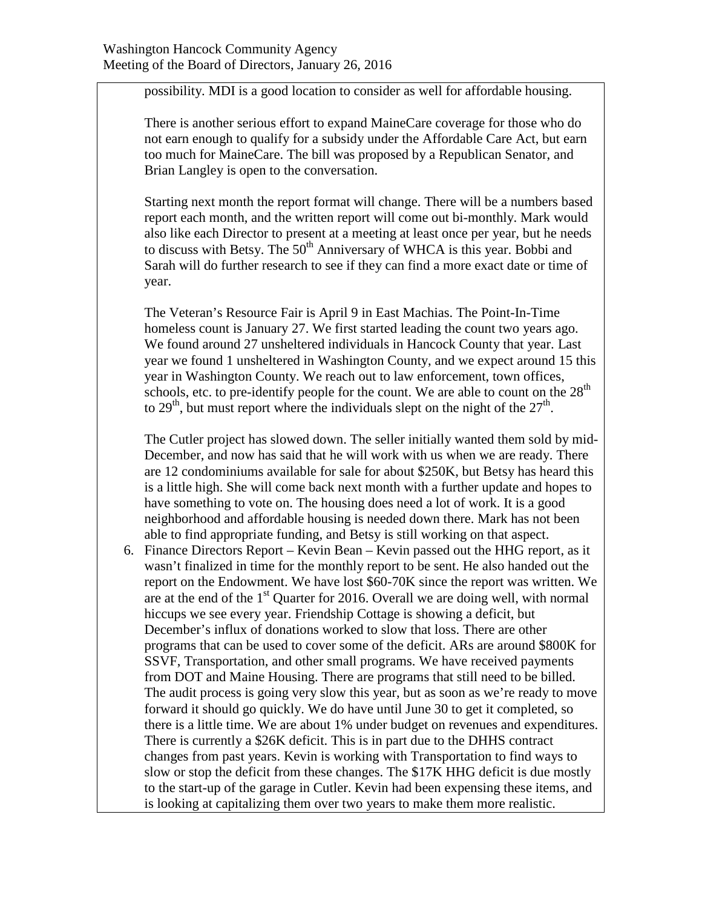possibility. MDI is a good location to consider as well for affordable housing.

There is another serious effort to expand MaineCare coverage for those who do not earn enough to qualify for a subsidy under the Affordable Care Act, but earn too much for MaineCare. The bill was proposed by a Republican Senator, and Brian Langley is open to the conversation.

Starting next month the report format will change. There will be a numbers based report each month, and the written report will come out bi-monthly. Mark would also like each Director to present at a meeting at least once per year, but he needs to discuss with Betsy. The 50th Anniversary of WHCA is this year. Bobbi and Sarah will do further research to see if they can find a more exact date or time of year.

The Veteran's Resource Fair is April 9 in East Machias. The Point-In-Time homeless count is January 27. We first started leading the count two years ago. We found around 27 unsheltered individuals in Hancock County that year. Last year we found 1 unsheltered in Washington County, and we expect around 15 this year in Washington County. We reach out to law enforcement, town offices, schools, etc. to pre-identify people for the count. We are able to count on the 28th to 29th, but must report where the individuals slept on the night of the 27th.

The Cutler project has slowed down. The seller initially wanted them sold by mid-December, and now has said that he will work with us when we are ready. There are 12 condominiums available for sale for about $250K, but Betsy has heard this is a little high. She will come back next month with a further update and hopes to have something to vote on. The housing does need a lot of work. It is a good neighborhood and affordable housing is needed down there. Mark has not been able to find appropriate funding, and Betsy is still working on that aspect.

6. Finance Directors Report – Kevin Bean – Kevin passed out the HHG report, as it wasn't finalized in time for the monthly report to be sent. He also handed out the report on the Endowment. We have lost $60-70K since the report was written. We are at the end of the 1st Quarter for 2016. Overall we are doing well, with normal hiccups we see every year. Friendship Cottage is showing a deficit, but December's influx of donations worked to slow that loss. There are other programs that can be used to cover some of the deficit. ARs are around $800K for SSVF, Transportation, and other small programs. We have received payments from DOT and Maine Housing. There are programs that still need to be billed. The audit process is going very slow this year, but as soon as we're ready to move forward it should go quickly. We do have until June 30 to get it completed, so there is a little time. We are about 1% under budget on revenues and expenditures. There is currently a $26K deficit. This is in part due to the DHHS contract changes from past years. Kevin is working with Transportation to find ways to slow or stop the deficit from these changes. The $17K HHG deficit is due mostly to the start-up of the garage in Cutler. Kevin had been expensing these items, and is looking at capitalizing them over two years to make them more realistic.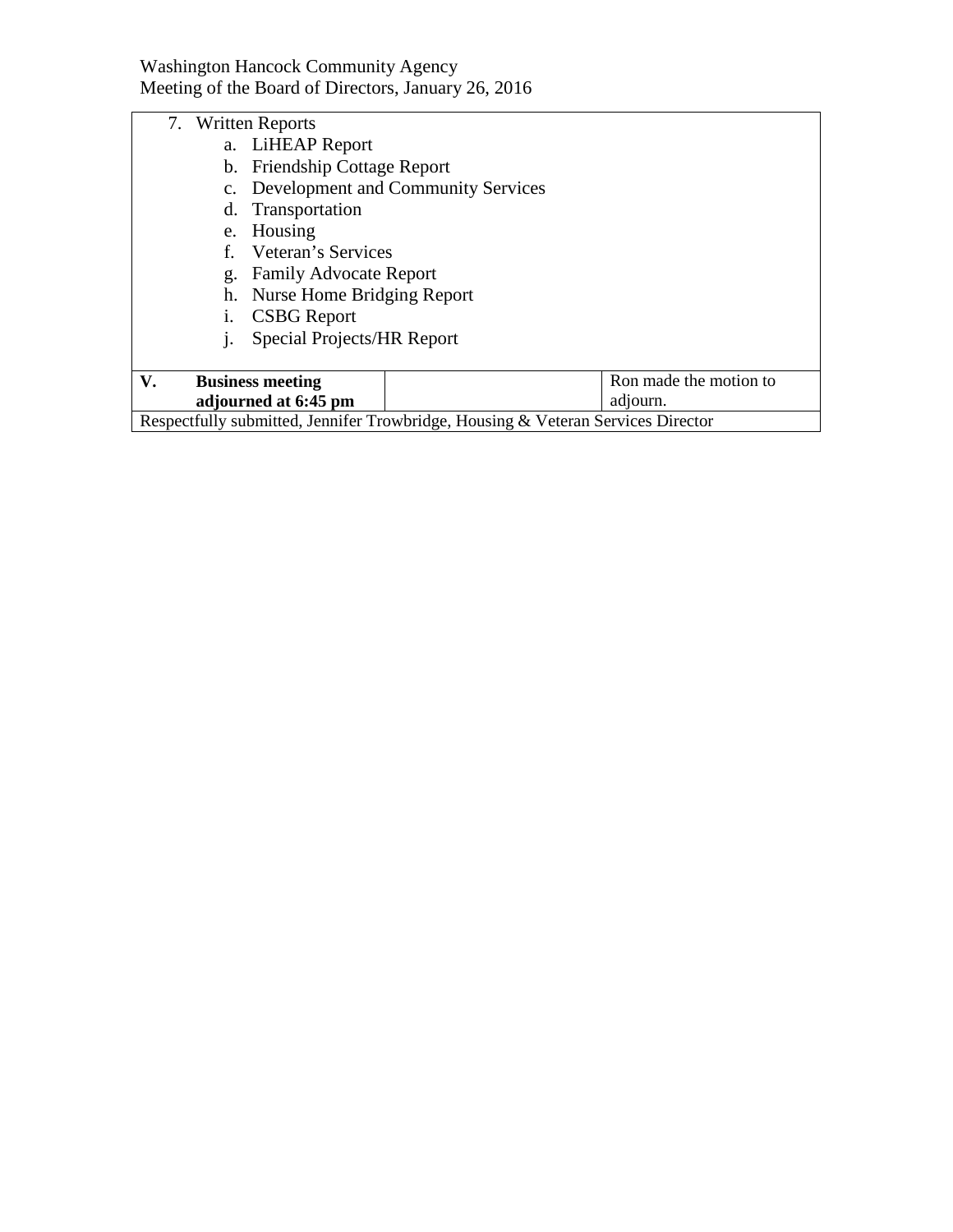Washington Hancock Community Agency
Meeting of the Board of Directors, January 26, 2016

7. Written Reports
   a. LiHEAP Report
   b. Friendship Cottage Report
   c. Development and Community Services
   d. Transportation
   e. Housing
   f. Veteran's Services
   g. Family Advocate Report
   h. Nurse Home Bridging Report
   i. CSBG Report
   j. Special Projects/HR Report

| | | |
|---|---|---|
| **V. Business meeting adjourned at 6:45 pm** | | Ron made the motion to adjourn. |
| Respectfully submitted, Jennifer Trowbridge, Housing & Veteran Services Director | | |